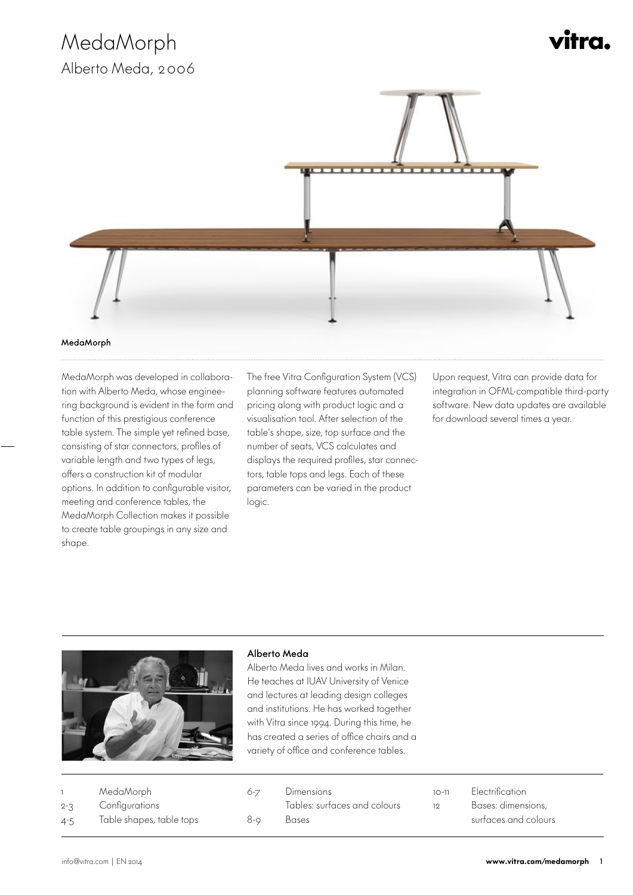# MedaMorph

## Alberto Meda, 2006

vitra.

**MedaMorph**

MedaMorph was developed in collaboration with Alberto Meda, whose engineering background is evident in the form and function of this prestigious conference table system. The simple yet refined base, consisting of star connectors, profiles of variable length and two types of legs, offers a construction kit of modular options. In addition to configurable visitor, meeting and conference tables, the MedaMorph Collection makes it possible to create table groupings in any size and shape.

The free Vitra Configuration System (VCS) planning software features automated pricing along with product logic and a visualisation tool. After selection of the table's shape, size, top surface and the number of seats, VCS calculates and displays the required profiles, star connectors, table tops and legs. Each of these parameters can be varied in the product logic.

Upon request, Vitra can provide data for integration in OFML-compatible third-party software. New data updates are available for download several times a year.

**Alberto Meda**

Alberto Meda lives and works in Milan. He teaches at IUAV University of Venice and lectures at leading design colleges and institutions. He has worked together with Vitra since 1994. During this time, he has created a series of office chairs and a variety of office and conference tables.

| | | | | | |
|---|---|---|---|---|---|
| 1 | MedaMorph | 6-7 | Dimensions | 10-11 | Electrification |
| 2-3 | Configurations | | Tables: surfaces and colours | 12 | Bases: dimensions, surfaces and colours |
| 4-5 | Table shapes, table tops | 8-9 | Bases | | |

info@vitra.com | EN 2014

**www.vitra.com/medamorph**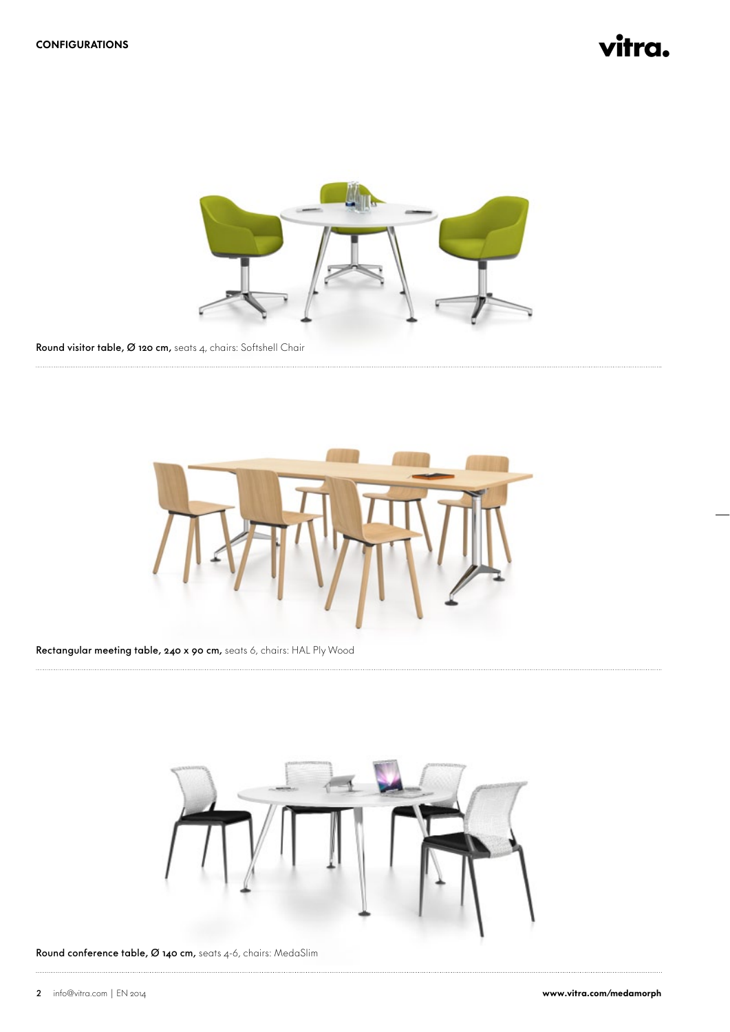**Round visitor table, Ø 120 cm,** seats 4, chairs: Softshell Chair

**Rectangular meeting table, 240 x 90 cm,** seats 6, chairs: HAL Ply Wood

**Round conference table, Ø 140 cm,** seats 4-6, chairs: MedaSlim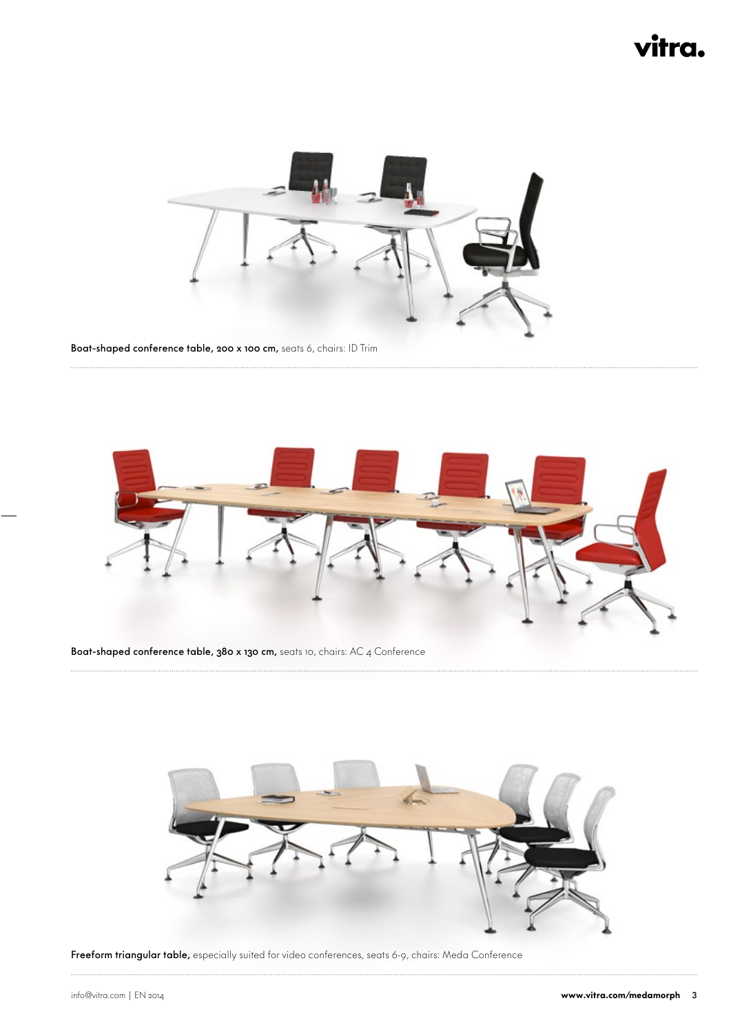**Boat-shaped conference table, 200 x 100 cm,** seats 6, chairs: ID Trim

**Boat-shaped conference table, 380 x 130 cm,** seats 10, chairs: AC 4 Conference

**Freeform triangular table,** especially suited for video conferences, seats 6-9, chairs: Meda Conference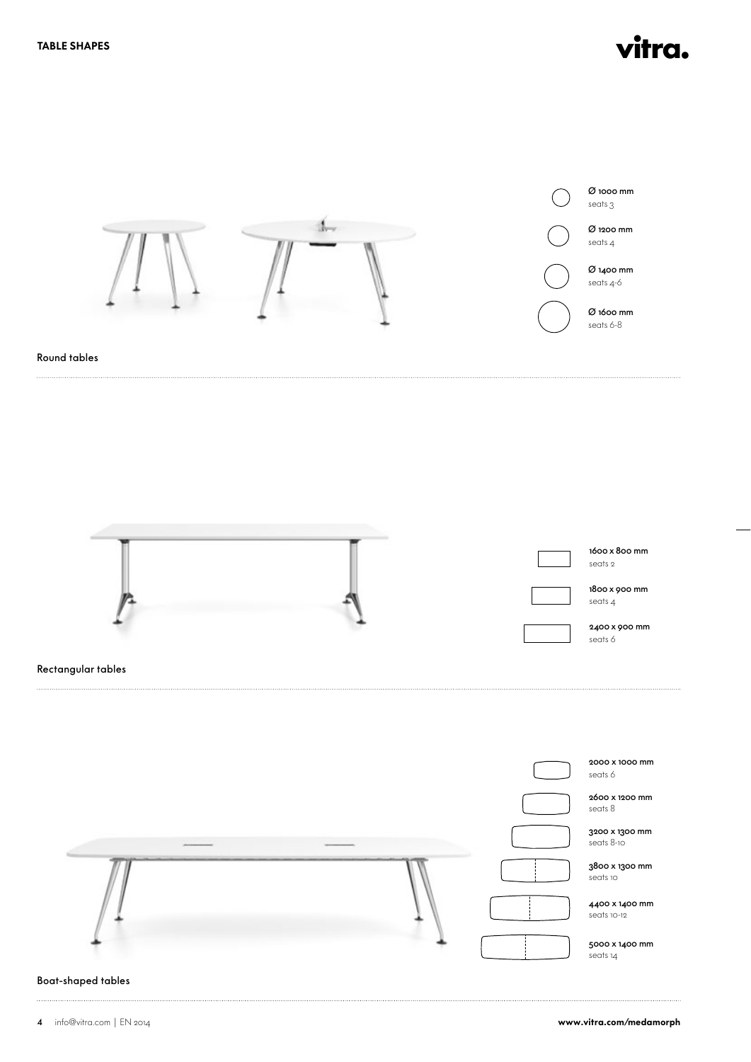# TABLE SHAPES

## Round tables

Ø 1000 mm
seats 3

Ø 1200 mm
seats 4

Ø 1400 mm
seats 4-6

Ø 1600 mm
seats 6-8

## Rectangular tables

1600 x 800 mm
seats 2

1800 x 900 mm
seats 4

2400 x 900 mm
seats 6

## Boat-shaped tables

2000 x 1000 mm
seats 6

2600 x 1200 mm
seats 8

3200 x 1300 mm
seats 8-10

3800 x 1300 mm
seats 10

4400 x 1400 mm
seats 10-12

5000 x 1400 mm
seats 14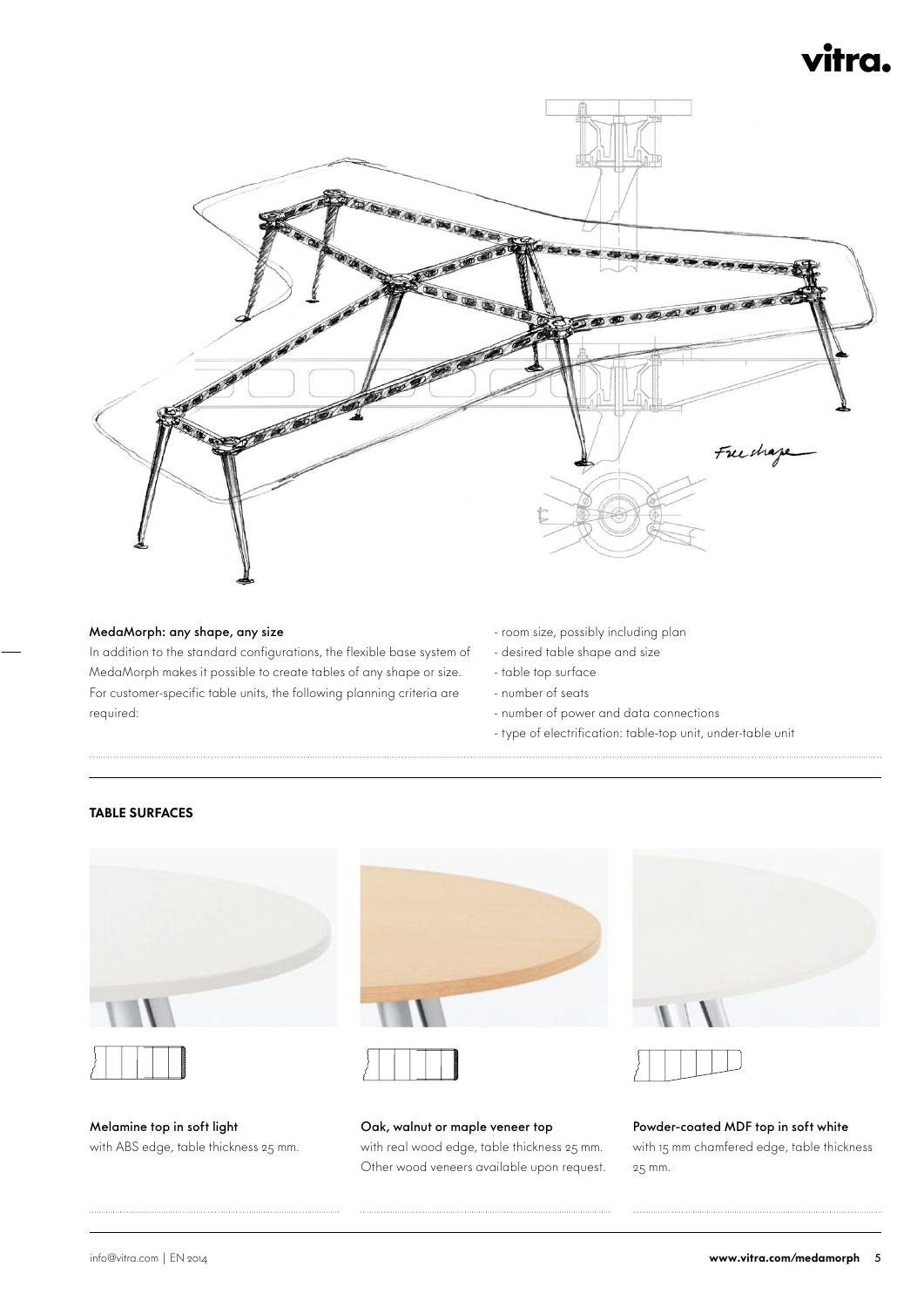### MedaMorph: any shape, any size

In addition to the standard configurations, the flexible base system of MedaMorph makes it possible to create tables of any shape or size. For customer-specific table units, the following planning criteria are required:

- room size, possibly including plan
- desired table shape and size
- table top surface
- number of seats
- number of power and data connections
- type of electrification: table-top unit, under-table unit

## TABLE SURFACES

**Melamine top in soft light**
with ABS edge, table thickness 25 mm.

**Oak, walnut or maple veneer top**
with real wood edge, table thickness 25 mm. Other wood veneers available upon request.

**Powder-coated MDF top in soft white**
with 15 mm chamfered edge, table thickness 25 mm.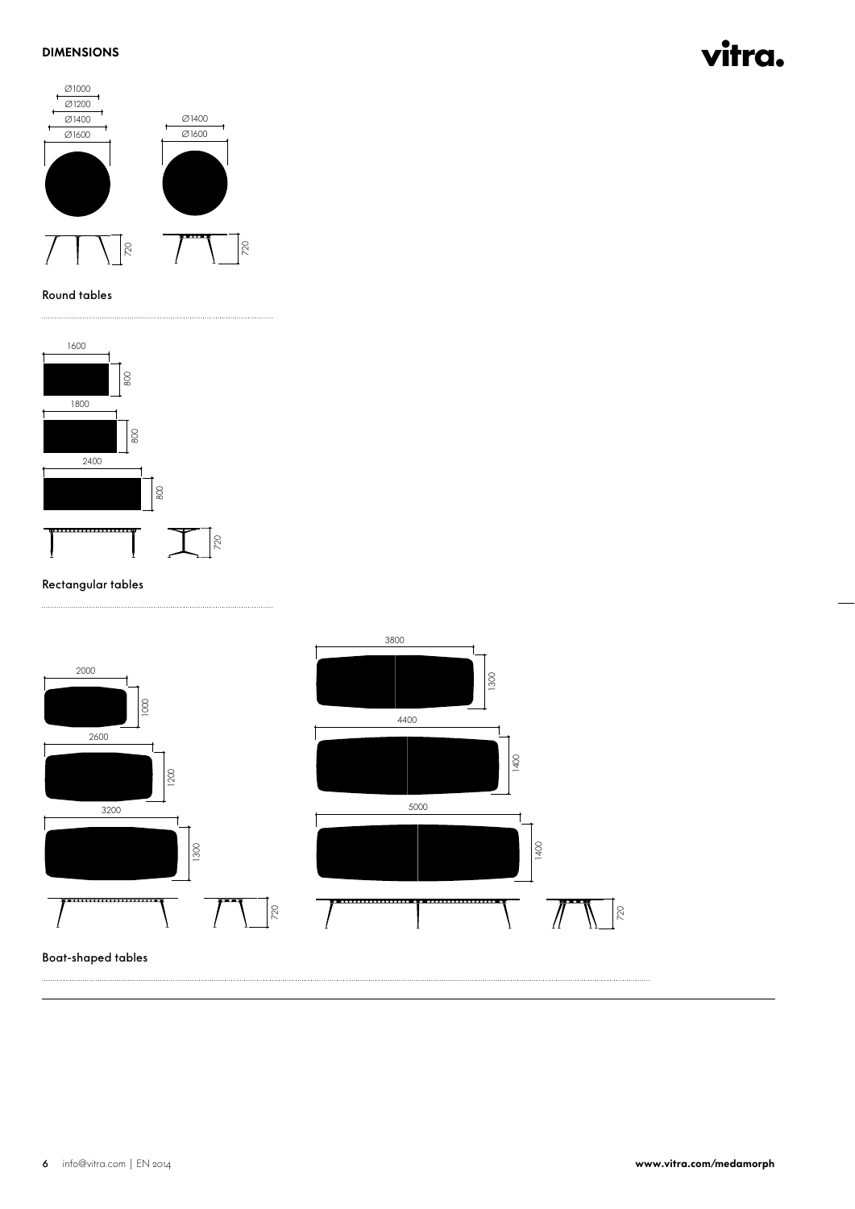## DIMENSIONS

Ø1000
Ø1200
Ø1400
Ø1600

Ø1400
Ø1600

720

720

Round tables

1600
800

1800
800

2400
800

720

Rectangular tables

2000
1000

2600
1200

3200
1300

720

3800
1300

4400
1400

5000
1400

720

Boat-shaped tables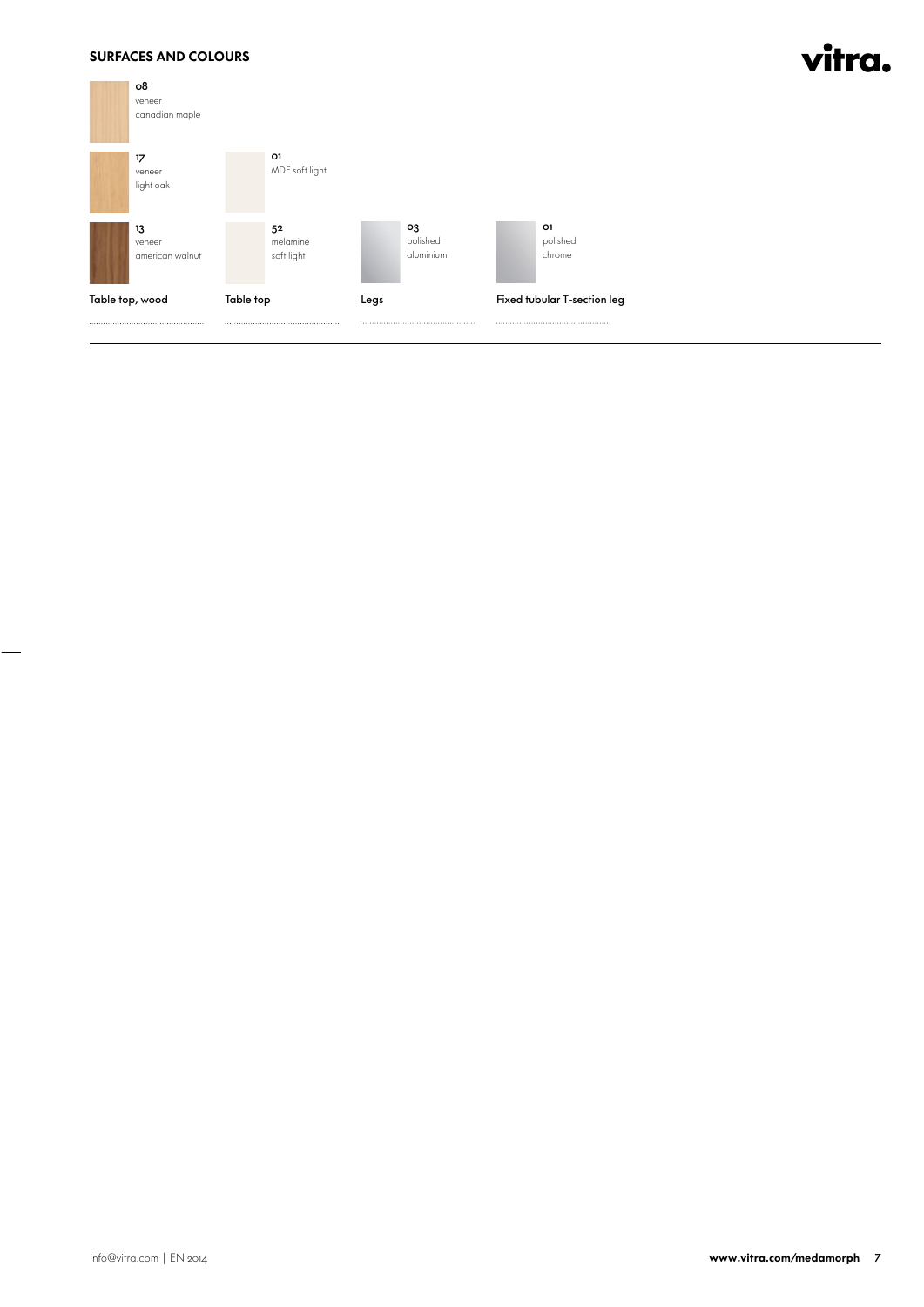## SURFACES AND COLOURS

### Table top, wood

- 08 veneer canadian maple
- 17 veneer light oak
- 13 veneer american walnut

### Table top

- 01 MDF soft light
- 52 melamine soft light

### Legs

- 03 polished aluminium

### Fixed tubular T-section leg

- 01 polished chrome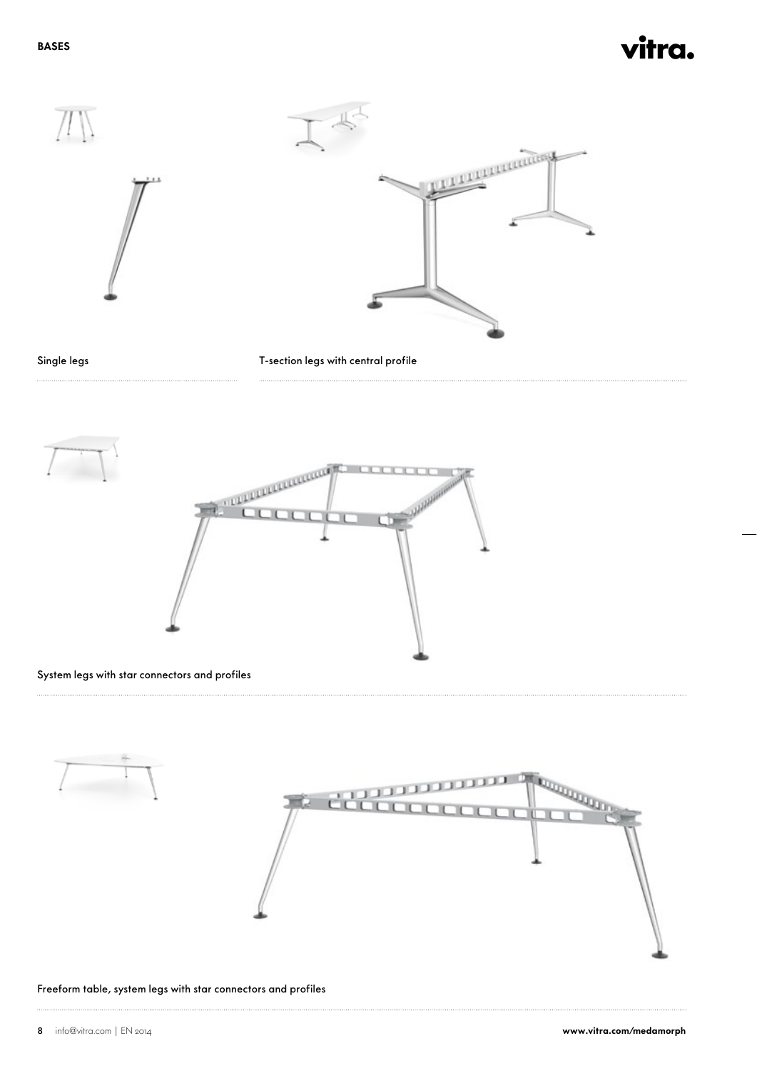## BASES

Single legs

T-section legs with central profile

System legs with star connectors and profiles

Freeform table, system legs with star connectors and profiles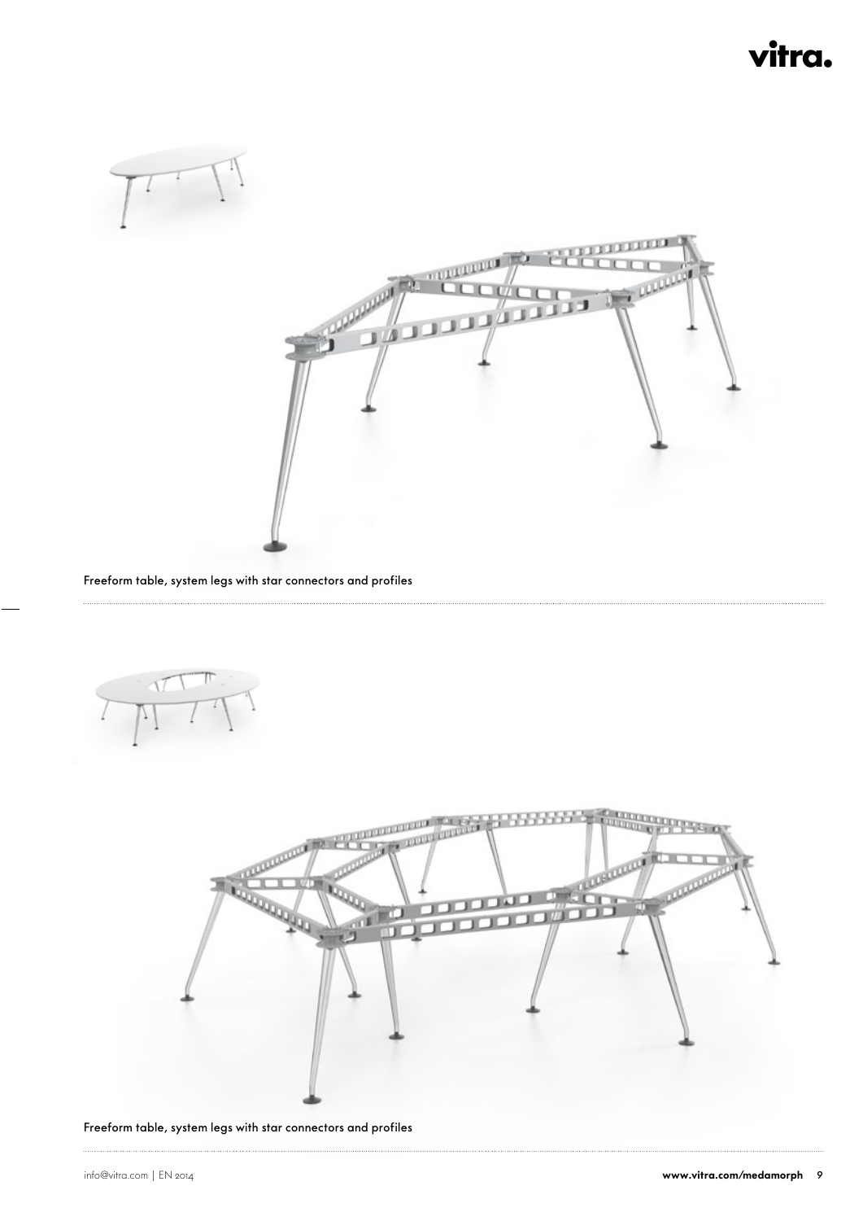Freeform table, system legs with star connectors and profiles

Freeform table, system legs with star connectors and profiles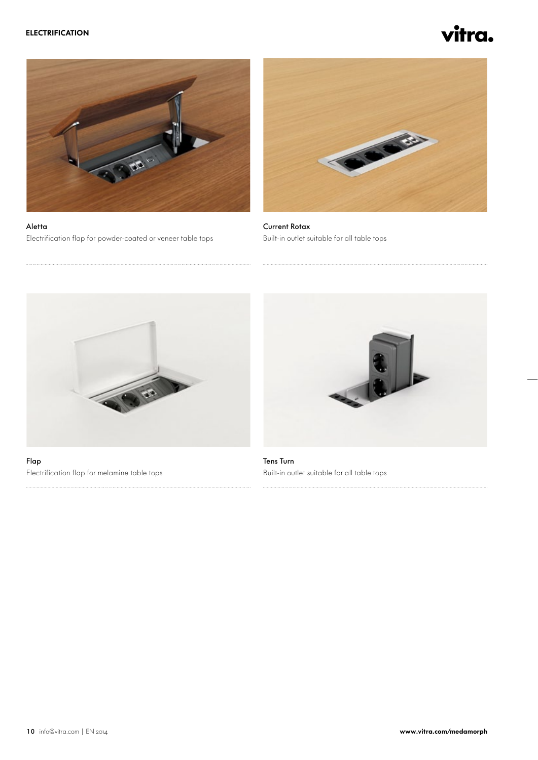## ELECTRIFICATION

**Aletta**
Electrification flap for powder-coated or veneer table tops

**Current Rotax**
Built-in outlet suitable for all table tops

**Flap**
Electrification flap for melamine table tops

**Tens Turn**
Built-in outlet suitable for all table tops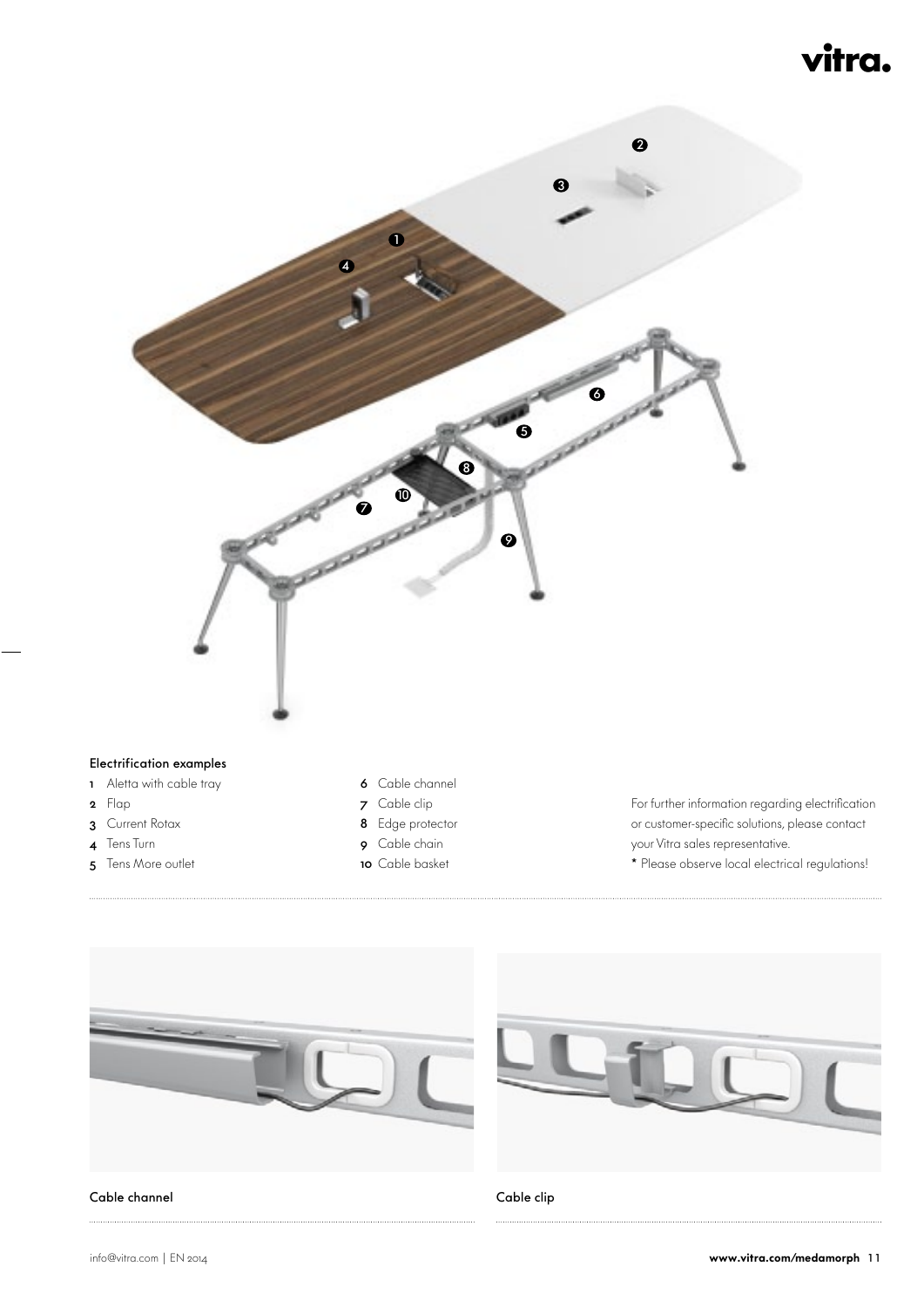## Electrification examples

1 Aletta with cable tray
2 Flap
3 Current Rotax
4 Tens Turn
5 Tens More outlet
6 Cable channel
7 Cable clip
8 Edge protector
9 Cable chain
10 Cable basket

For further information regarding electrification or customer-specific solutions, please contact your Vitra sales representative.
* Please observe local electrical regulations!

Cable channel

Cable clip

info@vitra.com | EN 2014

www.vitra.com/medamorph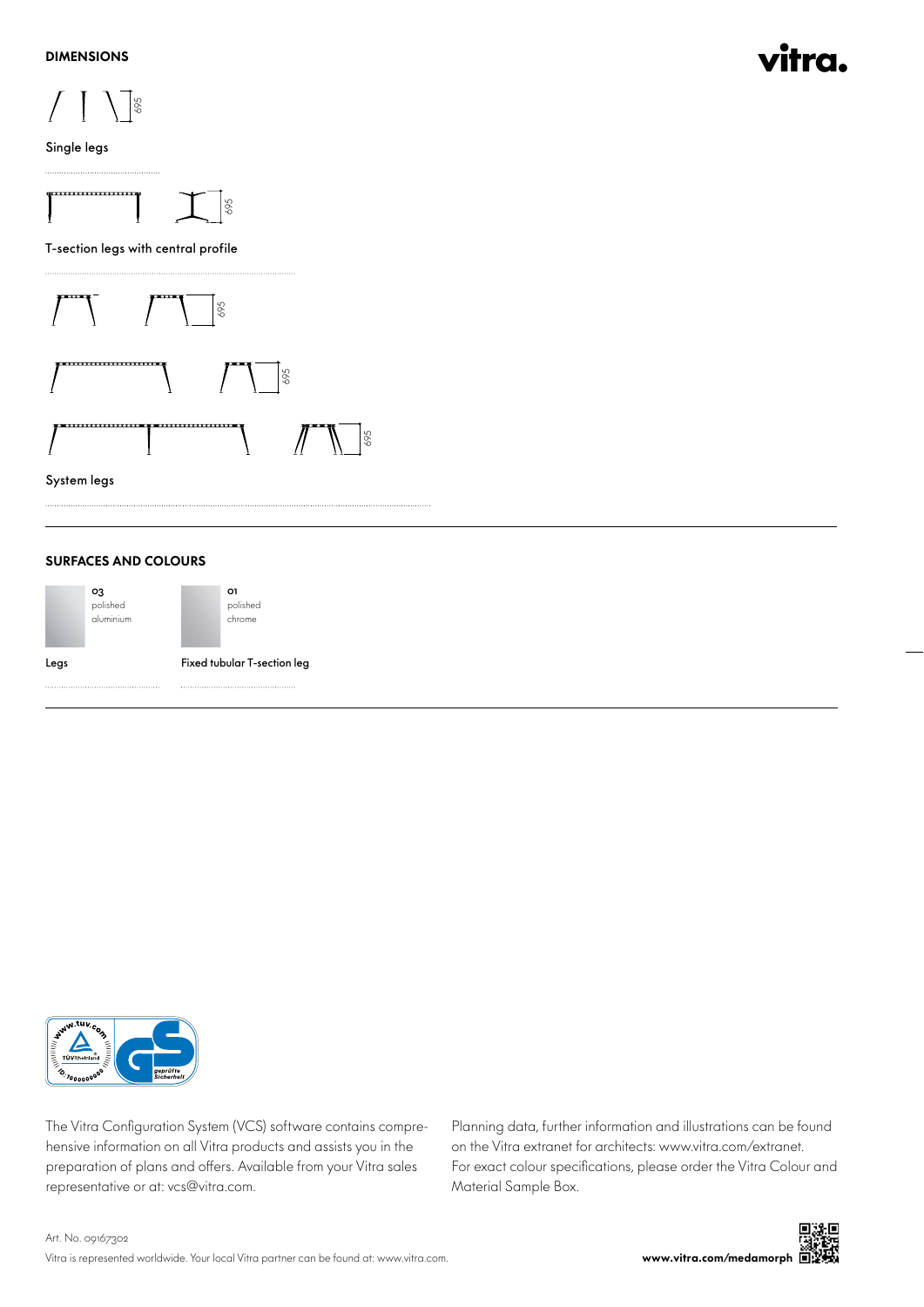## DIMENSIONS

695

Single legs

695

T-section legs with central profile

695

695

695

System legs

## SURFACES AND COLOURS

03
polished
aluminium

Legs

01
polished
chrome

Fixed tubular T-section leg

The Vitra Configuration System (VCS) software contains comprehensive information on all Vitra products and assists you in the preparation of plans and offers. Available from your Vitra sales representative or at: vcs@vitra.com.

Planning data, further information and illustrations can be found on the Vitra extranet for architects: www.vitra.com/extranet.
For exact colour specifications, please order the Vitra Colour and Material Sample Box.

Art. No. 09167302

Vitra is represented worldwide. Your local Vitra partner can be found at: www.vitra.com.

**www.vitra.com/medamorph**